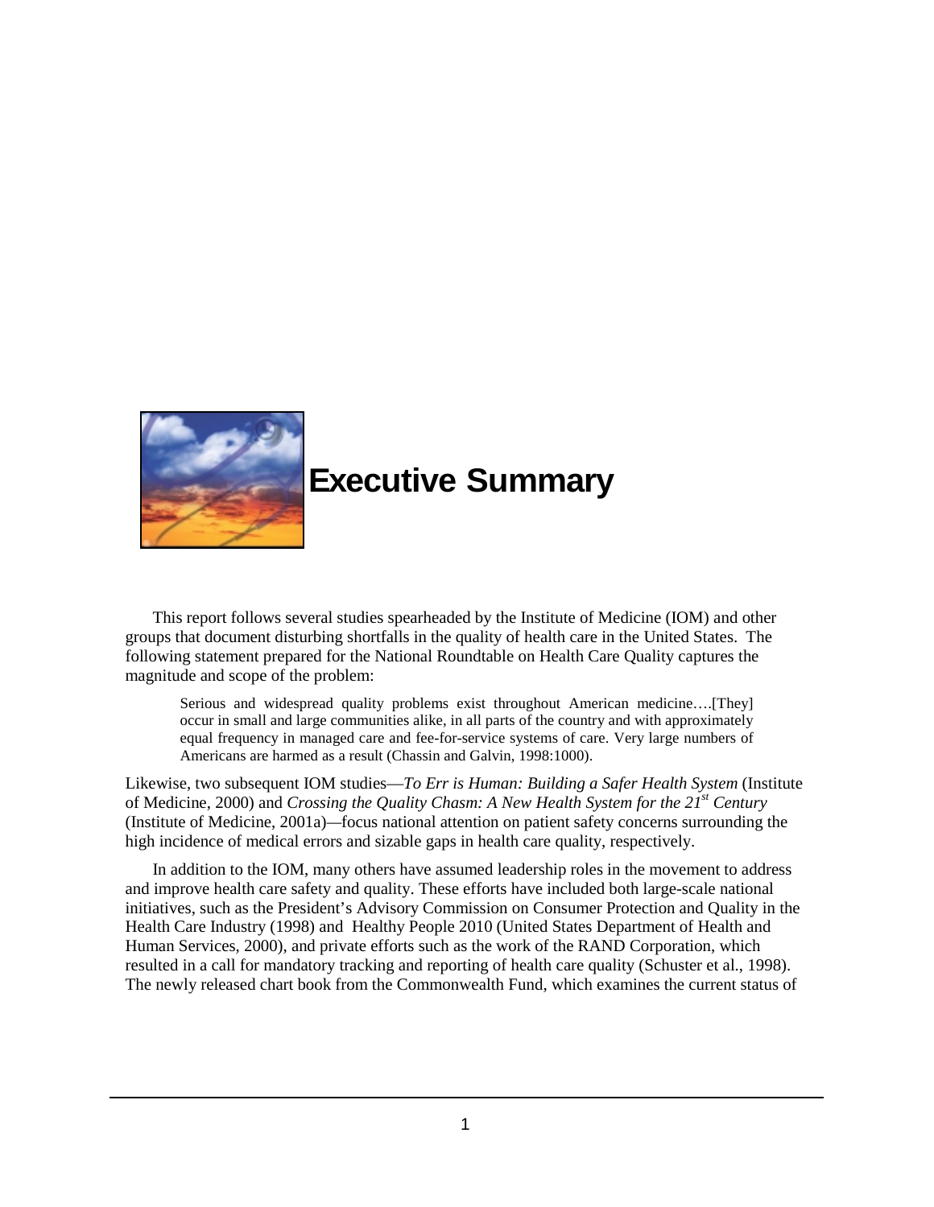# Executive Summary

This report follows several studies spearheaded by the Institute of Medicine (IOM) and other groups that document disturbing shortfalls in the quality of health care in the United States. The following statement prepared for the National Roundtable on Health Care Quality captures the magnitude and scope of the problem:

> Serious and widespread quality problems exist throughout American medicine….[They] occur in small and large communities alike, in all parts of the country and with approximately equal frequency in managed care and fee-for-service systems of care. Very large numbers of Americans are harmed as a result (Chassin and Galvin, 1998:1000).

Likewise, two subsequent IOM studies—*To Err is Human: Building a Safer Health System* (Institute of Medicine, 2000) and *Crossing the Quality Chasm: A New Health System for the 21st Century* (Institute of Medicine, 2001a)—focus national attention on patient safety concerns surrounding the high incidence of medical errors and sizable gaps in health care quality, respectively.

In addition to the IOM, many others have assumed leadership roles in the movement to address and improve health care safety and quality. These efforts have included both large-scale national initiatives, such as the President's Advisory Commission on Consumer Protection and Quality in the Health Care Industry (1998) and Healthy People 2010 (United States Department of Health and Human Services, 2000), and private efforts such as the work of the RAND Corporation, which resulted in a call for mandatory tracking and reporting of health care quality (Schuster et al., 1998). The newly released chart book from the Commonwealth Fund, which examines the current status of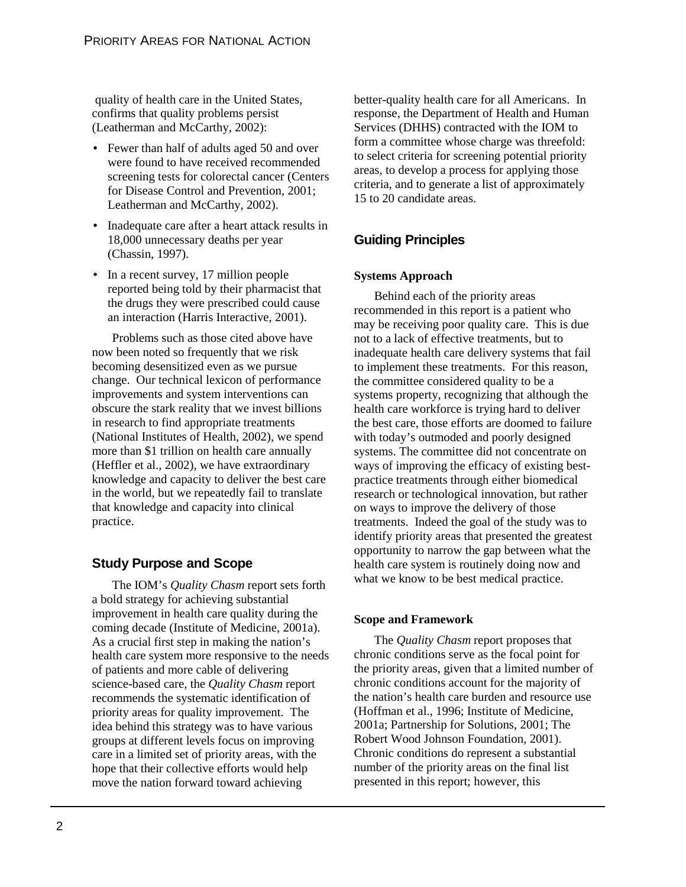quality of health care in the United States, confirms that quality problems persist (Leatherman and McCarthy, 2002):

- Fewer than half of adults aged 50 and over were found to have received recommended screening tests for colorectal cancer (Centers for Disease Control and Prevention, 2001; Leatherman and McCarthy, 2002).
- Inadequate care after a heart attack results in 18,000 unnecessary deaths per year (Chassin, 1997).
- In a recent survey, 17 million people reported being told by their pharmacist that the drugs they were prescribed could cause an interaction (Harris Interactive, 2001).

Problems such as those cited above have now been noted so frequently that we risk becoming desensitized even as we pursue change. Our technical lexicon of performance improvements and system interventions can obscure the stark reality that we invest billions in research to find appropriate treatments (National Institutes of Health, 2002), we spend more than $1 trillion on health care annually (Heffler et al., 2002), we have extraordinary knowledge and capacity to deliver the best care in the world, but we repeatedly fail to translate that knowledge and capacity into clinical practice.

## Study Purpose and Scope

The IOM's *Quality Chasm* report sets forth a bold strategy for achieving substantial improvement in health care quality during the coming decade (Institute of Medicine, 2001a). As a crucial first step in making the nation's health care system more responsive to the needs of patients and more cable of delivering science-based care, the *Quality Chasm* report recommends the systematic identification of priority areas for quality improvement. The idea behind this strategy was to have various groups at different levels focus on improving care in a limited set of priority areas, with the hope that their collective efforts would help move the nation forward toward achieving better-quality health care for all Americans. In response, the Department of Health and Human Services (DHHS) contracted with the IOM to form a committee whose charge was threefold: to select criteria for screening potential priority areas, to develop a process for applying those criteria, and to generate a list of approximately 15 to 20 candidate areas.

## Guiding Principles

### Systems Approach

Behind each of the priority areas recommended in this report is a patient who may be receiving poor quality care. This is due not to a lack of effective treatments, but to inadequate health care delivery systems that fail to implement these treatments. For this reason, the committee considered quality to be a systems property, recognizing that although the health care workforce is trying hard to deliver the best care, those efforts are doomed to failure with today's outmoded and poorly designed systems. The committee did not concentrate on ways of improving the efficacy of existing best-practice treatments through either biomedical research or technological innovation, but rather on ways to improve the delivery of those treatments. Indeed the goal of the study was to identify priority areas that presented the greatest opportunity to narrow the gap between what the health care system is routinely doing now and what we know to be best medical practice.

### Scope and Framework

The *Quality Chasm* report proposes that chronic conditions serve as the focal point for the priority areas, given that a limited number of chronic conditions account for the majority of the nation's health care burden and resource use (Hoffman et al., 1996; Institute of Medicine, 2001a; Partnership for Solutions, 2001; The Robert Wood Johnson Foundation, 2001). Chronic conditions do represent a substantial number of the priority areas on the final list presented in this report; however, this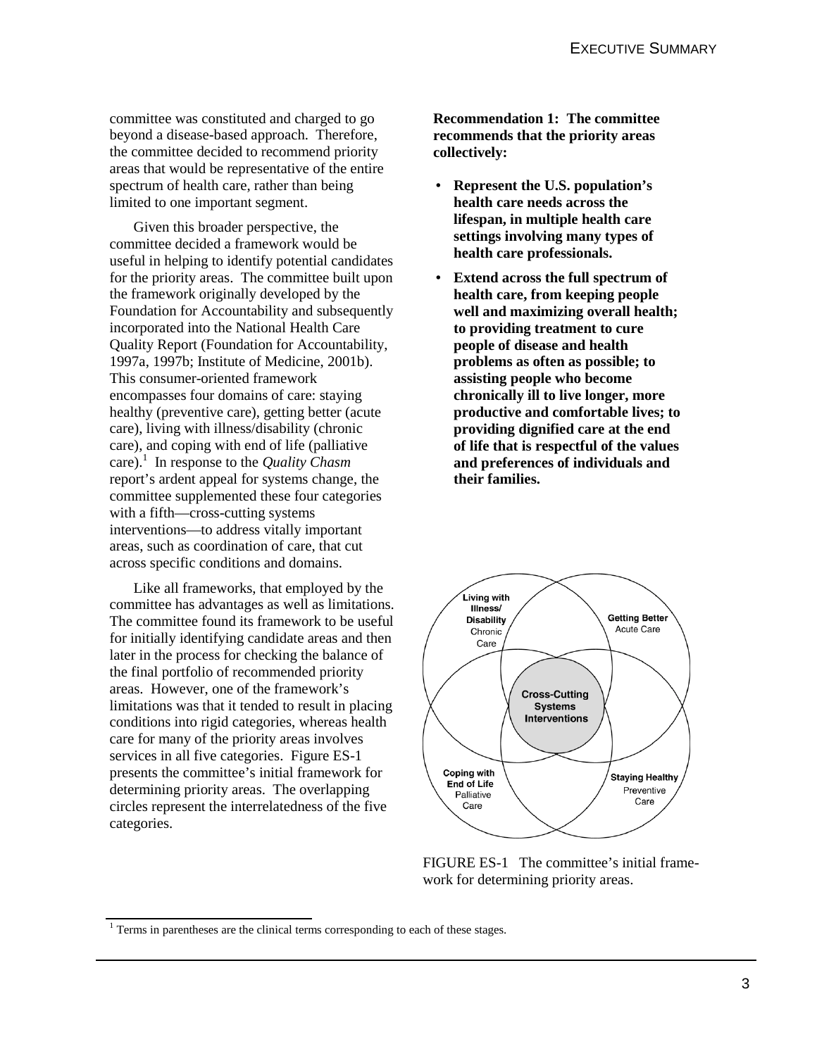committee was constituted and charged to go beyond a disease-based approach. Therefore, the committee decided to recommend priority areas that would be representative of the entire spectrum of health care, rather than being limited to one important segment.

Given this broader perspective, the committee decided a framework would be useful in helping to identify potential candidates for the priority areas. The committee built upon the framework originally developed by the Foundation for Accountability and subsequently incorporated into the National Health Care Quality Report (Foundation for Accountability, 1997a, 1997b; Institute of Medicine, 2001b). This consumer-oriented framework encompasses four domains of care: staying healthy (preventive care), getting better (acute care), living with illness/disability (chronic care), and coping with end of life (palliative care).[1] In response to the *Quality Chasm* report's ardent appeal for systems change, the committee supplemented these four categories with a fifth—cross-cutting systems interventions—to address vitally important areas, such as coordination of care, that cut across specific conditions and domains.

Like all frameworks, that employed by the committee has advantages as well as limitations. The committee found its framework to be useful for initially identifying candidate areas and then later in the process for checking the balance of the final portfolio of recommended priority areas. However, one of the framework's limitations was that it tended to result in placing conditions into rigid categories, whereas health care for many of the priority areas involves services in all five categories. Figure ES-1 presents the committee's initial framework for determining priority areas. The overlapping circles represent the interrelatedness of the five categories.

**Recommendation 1: The committee recommends that the priority areas collectively:**

- **Represent the U.S. population's health care needs across the lifespan, in multiple health care settings involving many types of health care professionals.**
- **Extend across the full spectrum of health care, from keeping people well and maximizing overall health; to providing treatment to cure people of disease and health problems as often as possible; to assisting people who become chronically ill to live longer, more productive and comfortable lives; to providing dignified care at the end of life that is respectful of the values and preferences of individuals and their families.**

Living with Illness/ Disability
Chronic Care

Getting Better
Acute Care

Cross-Cutting Systems Interventions

Coping with End of Life
Palliative Care

Staying Healthy
Preventive Care

FIGURE ES-1 The committee's initial framework for determining priority areas.

[1] Terms in parentheses are the clinical terms corresponding to each of these stages.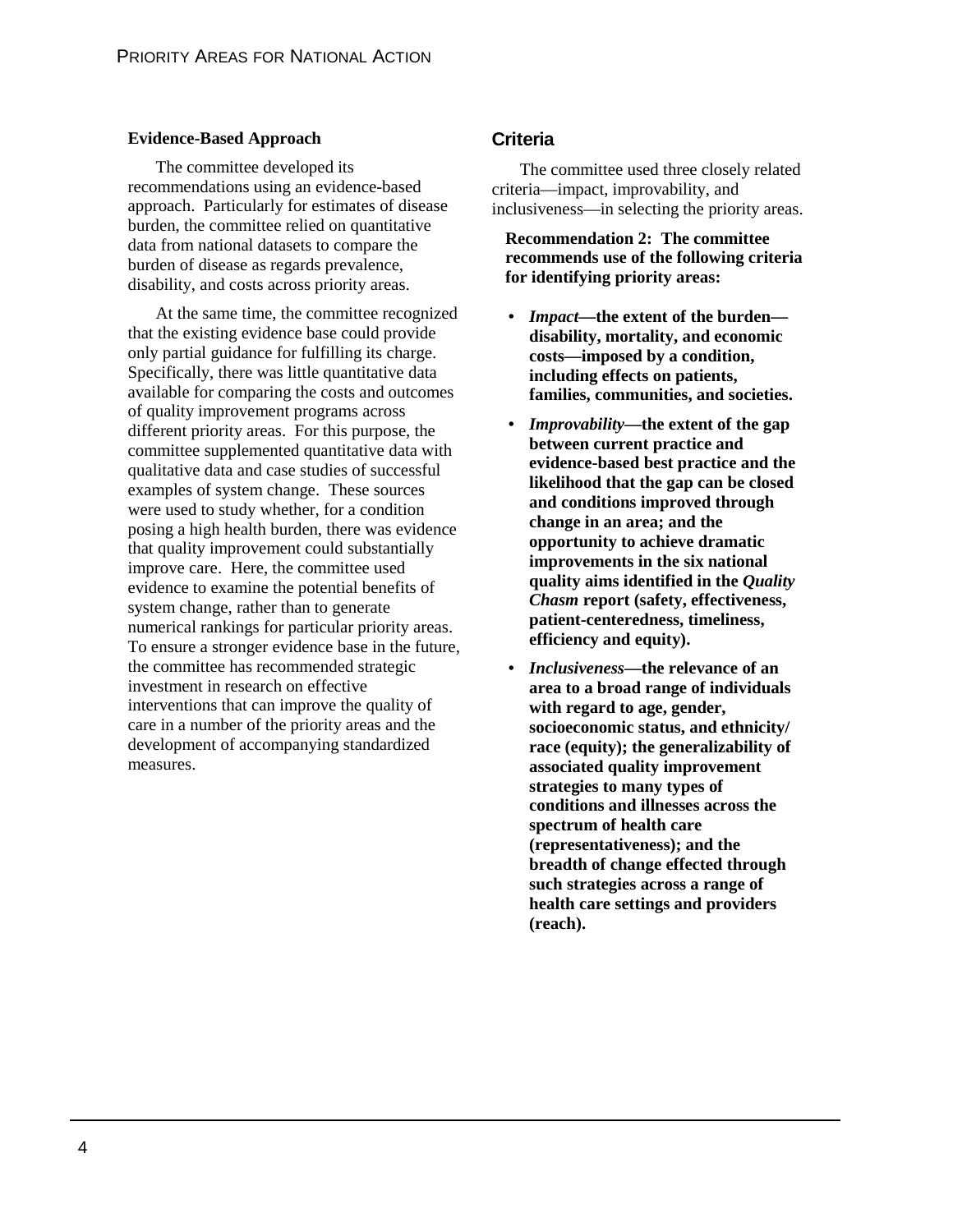### Evidence-Based Approach

The committee developed its recommendations using an evidence-based approach. Particularly for estimates of disease burden, the committee relied on quantitative data from national datasets to compare the burden of disease as regards prevalence, disability, and costs across priority areas.

At the same time, the committee recognized that the existing evidence base could provide only partial guidance for fulfilling its charge. Specifically, there was little quantitative data available for comparing the costs and outcomes of quality improvement programs across different priority areas. For this purpose, the committee supplemented quantitative data with qualitative data and case studies of successful examples of system change. These sources were used to study whether, for a condition posing a high health burden, there was evidence that quality improvement could substantially improve care. Here, the committee used evidence to examine the potential benefits of system change, rather than to generate numerical rankings for particular priority areas. To ensure a stronger evidence base in the future, the committee has recommended strategic investment in research on effective interventions that can improve the quality of care in a number of the priority areas and the development of accompanying standardized measures.

## Criteria

The committee used three closely related criteria—impact, improvability, and inclusiveness—in selecting the priority areas.

**Recommendation 2: The committee recommends use of the following criteria for identifying priority areas:**

- ***Impact*—the extent of the burden—disability, mortality, and economic costs—imposed by a condition, including effects on patients, families, communities, and societies.**
- ***Improvability*—the extent of the gap between current practice and evidence-based best practice and the likelihood that the gap can be closed and conditions improved through change in an area; and the opportunity to achieve dramatic improvements in the six national quality aims identified in the *Quality Chasm* report (safety, effectiveness, patient-centeredness, timeliness, efficiency and equity).**
- ***Inclusiveness*—the relevance of an area to a broad range of individuals with regard to age, gender, socioeconomic status, and ethnicity/race (equity); the generalizability of associated quality improvement strategies to many types of conditions and illnesses across the spectrum of health care (representativeness); and the breadth of change effected through such strategies across a range of health care settings and providers (reach).**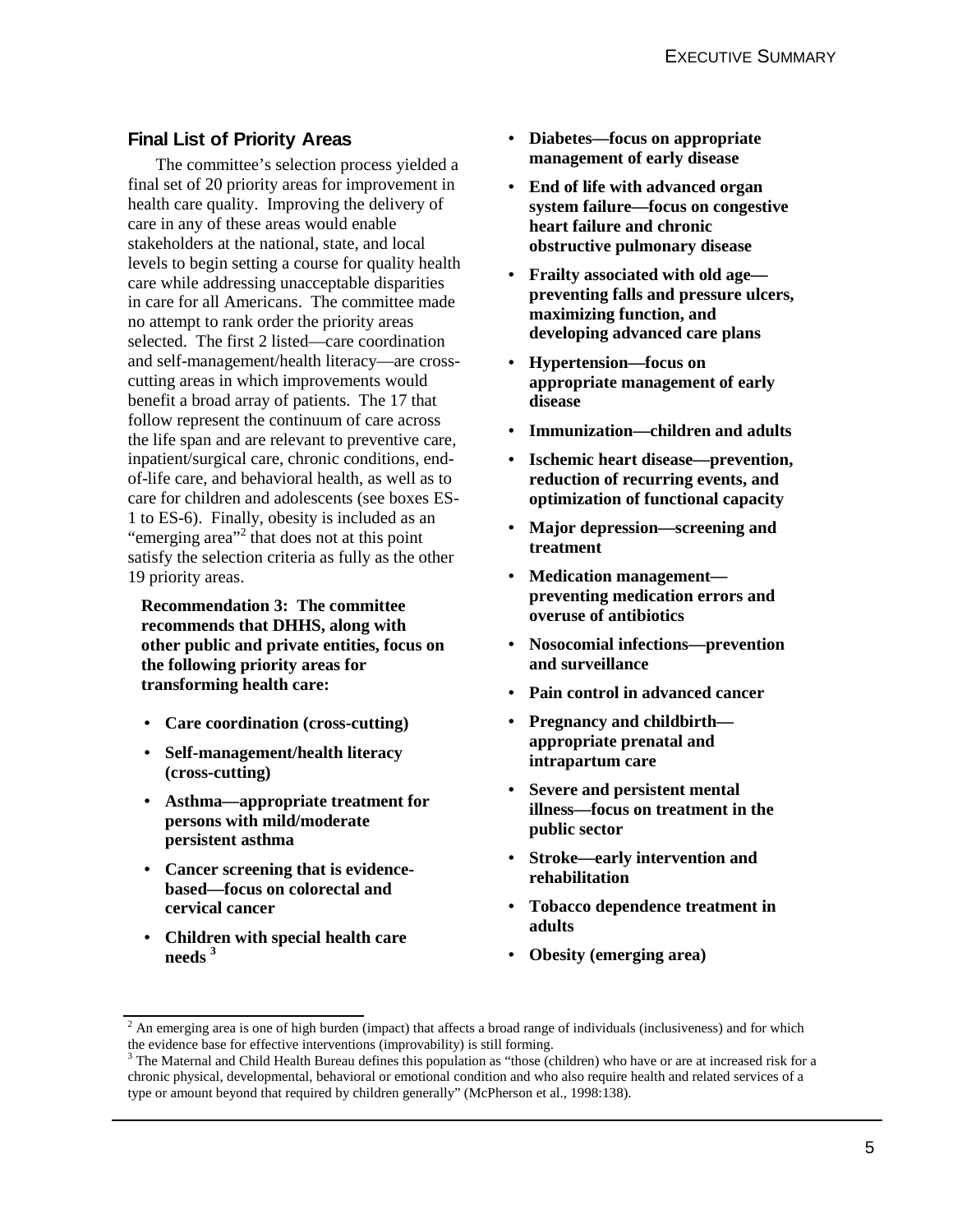## Final List of Priority Areas

The committee's selection process yielded a final set of 20 priority areas for improvement in health care quality. Improving the delivery of care in any of these areas would enable stakeholders at the national, state, and local levels to begin setting a course for quality health care while addressing unacceptable disparities in care for all Americans. The committee made no attempt to rank order the priority areas selected. The first 2 listed—care coordination and self-management/health literacy—are cross-cutting areas in which improvements would benefit a broad array of patients. The 17 that follow represent the continuum of care across the life span and are relevant to preventive care, inpatient/surgical care, chronic conditions, end-of-life care, and behavioral health, as well as to care for children and adolescents (see boxes ES-1 to ES-6). Finally, obesity is included as an "emerging area"[2] that does not at this point satisfy the selection criteria as fully as the other 19 priority areas.

**Recommendation 3: The committee recommends that DHHS, along with other public and private entities, focus on the following priority areas for transforming health care:**

- **Care coordination (cross-cutting)**
- **Self-management/health literacy (cross-cutting)**
- **Asthma—appropriate treatment for persons with mild/moderate persistent asthma**
- **Cancer screening that is evidence-based—focus on colorectal and cervical cancer**
- **Children with special health care needs**[3]
- **Diabetes—focus on appropriate management of early disease**
- **End of life with advanced organ system failure—focus on congestive heart failure and chronic obstructive pulmonary disease**
- **Frailty associated with old age—preventing falls and pressure ulcers, maximizing function, and developing advanced care plans**
- **Hypertension—focus on appropriate management of early disease**
- **Immunization—children and adults**
- **Ischemic heart disease—prevention, reduction of recurring events, and optimization of functional capacity**
- **Major depression—screening and treatment**
- **Medication management—preventing medication errors and overuse of antibiotics**
- **Nosocomial infections—prevention and surveillance**
- **Pain control in advanced cancer**
- **Pregnancy and childbirth—appropriate prenatal and intrapartum care**
- **Severe and persistent mental illness—focus on treatment in the public sector**
- **Stroke—early intervention and rehabilitation**
- **Tobacco dependence treatment in adults**
- **Obesity (emerging area)**

---

[2] An emerging area is one of high burden (impact) that affects a broad range of individuals (inclusiveness) and for which the evidence base for effective interventions (improvability) is still forming.

[3] The Maternal and Child Health Bureau defines this population as "those (children) who have or are at increased risk for a chronic physical, developmental, behavioral or emotional condition and who also require health and related services of a type or amount beyond that required by children generally" (McPherson et al., 1998:138).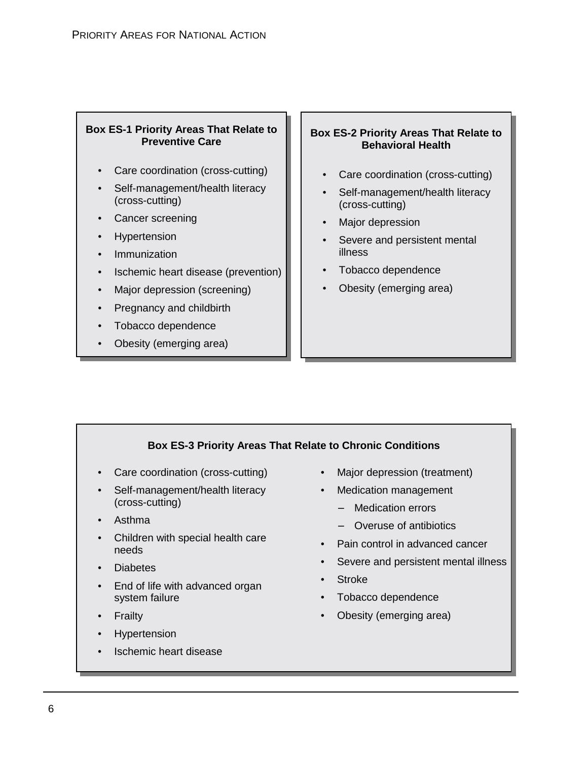**Box ES-1 Priority Areas That Relate to Preventive Care**

- Care coordination (cross-cutting)
- Self-management/health literacy (cross-cutting)
- Cancer screening
- Hypertension
- Immunization
- Ischemic heart disease (prevention)
- Major depression (screening)
- Pregnancy and childbirth
- Tobacco dependence
- Obesity (emerging area)

**Box ES-2 Priority Areas That Relate to Behavioral Health**

- Care coordination (cross-cutting)
- Self-management/health literacy (cross-cutting)
- Major depression
- Severe and persistent mental illness
- Tobacco dependence
- Obesity (emerging area)

**Box ES-3 Priority Areas That Relate to Chronic Conditions**

- Care coordination (cross-cutting)
- Self-management/health literacy (cross-cutting)
- Asthma
- Children with special health care needs
- Diabetes
- End of life with advanced organ system failure
- Frailty
- Hypertension
- Ischemic heart disease
- Major depression (treatment)
- Medication management
  - Medication errors
  - Overuse of antibiotics
- Pain control in advanced cancer
- Severe and persistent mental illness
- Stroke
- Tobacco dependence
- Obesity (emerging area)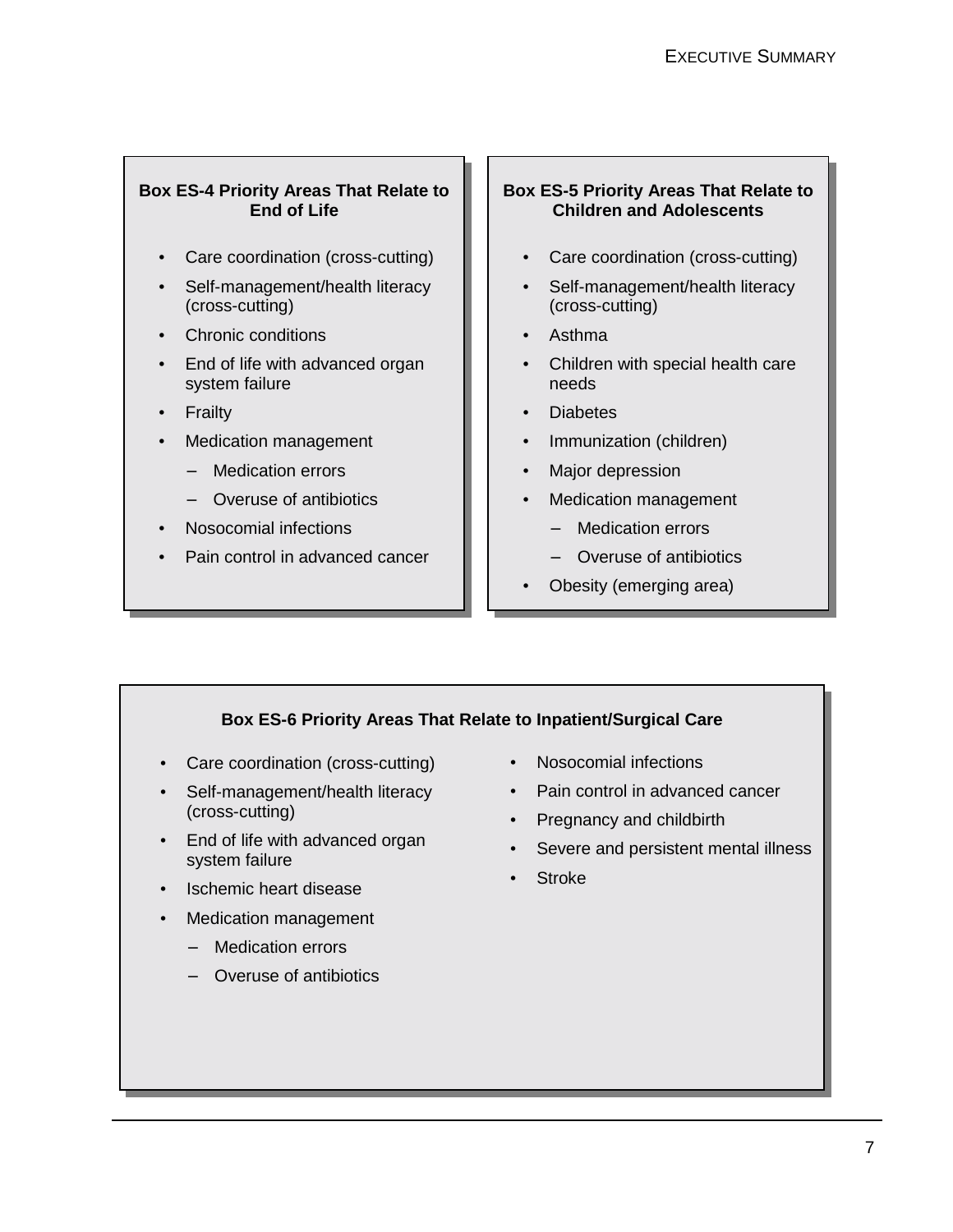**Box ES-4 Priority Areas That Relate to End of Life**

- Care coordination (cross-cutting)
- Self-management/health literacy (cross-cutting)
- Chronic conditions
- End of life with advanced organ system failure
- Frailty
- Medication management
  - Medication errors
  - Overuse of antibiotics
- Nosocomial infections
- Pain control in advanced cancer

**Box ES-5 Priority Areas That Relate to Children and Adolescents**

- Care coordination (cross-cutting)
- Self-management/health literacy (cross-cutting)
- Asthma
- Children with special health care needs
- Diabetes
- Immunization (children)
- Major depression
- Medication management
  - Medication errors
  - Overuse of antibiotics
- Obesity (emerging area)

**Box ES-6 Priority Areas That Relate to Inpatient/Surgical Care**

- Care coordination (cross-cutting)
- Self-management/health literacy (cross-cutting)
- End of life with advanced organ system failure
- Ischemic heart disease
- Medication management
  - Medication errors
  - Overuse of antibiotics
- Nosocomial infections
- Pain control in advanced cancer
- Pregnancy and childbirth
- Severe and persistent mental illness
- Stroke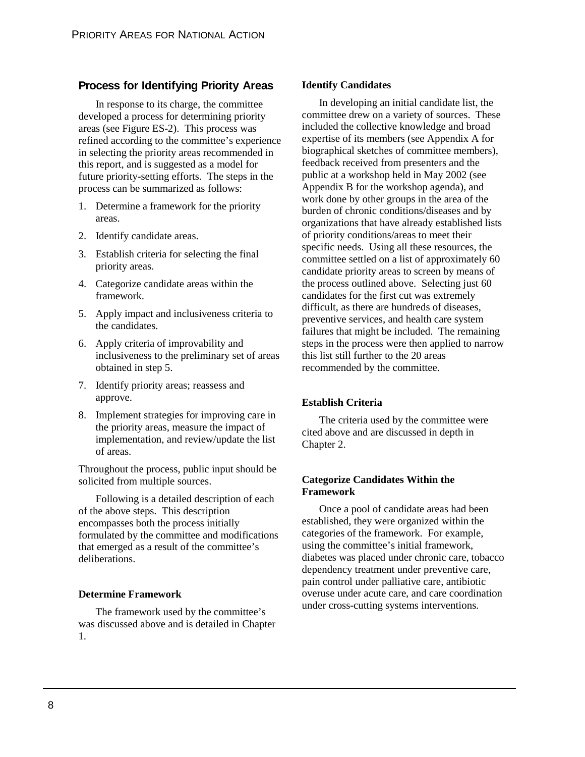## Process for Identifying Priority Areas

In response to its charge, the committee developed a process for determining priority areas (see Figure ES-2). This process was refined according to the committee's experience in selecting the priority areas recommended in this report, and is suggested as a model for future priority-setting efforts. The steps in the process can be summarized as follows:

1. Determine a framework for the priority areas.
2. Identify candidate areas.
3. Establish criteria for selecting the final priority areas.
4. Categorize candidate areas within the framework.
5. Apply impact and inclusiveness criteria to the candidates.
6. Apply criteria of improvability and inclusiveness to the preliminary set of areas obtained in step 5.
7. Identify priority areas; reassess and approve.
8. Implement strategies for improving care in the priority areas, measure the impact of implementation, and review/update the list of areas.

Throughout the process, public input should be solicited from multiple sources.

Following is a detailed description of each of the above steps. This description encompasses both the process initially formulated by the committee and modifications that emerged as a result of the committee's deliberations.

### Determine Framework

The framework used by the committee's was discussed above and is detailed in Chapter 1.

### Identify Candidates

In developing an initial candidate list, the committee drew on a variety of sources. These included the collective knowledge and broad expertise of its members (see Appendix A for biographical sketches of committee members), feedback received from presenters and the public at a workshop held in May 2002 (see Appendix B for the workshop agenda), and work done by other groups in the area of the burden of chronic conditions/diseases and by organizations that have already established lists of priority conditions/areas to meet their specific needs. Using all these resources, the committee settled on a list of approximately 60 candidate priority areas to screen by means of the process outlined above. Selecting just 60 candidates for the first cut was extremely difficult, as there are hundreds of diseases, preventive services, and health care system failures that might be included. The remaining steps in the process were then applied to narrow this list still further to the 20 areas recommended by the committee.

### Establish Criteria

The criteria used by the committee were cited above and are discussed in depth in Chapter 2.

### Categorize Candidates Within the Framework

Once a pool of candidate areas had been established, they were organized within the categories of the framework. For example, using the committee's initial framework, diabetes was placed under chronic care, tobacco dependency treatment under preventive care, pain control under palliative care, antibiotic overuse under acute care, and care coordination under cross-cutting systems interventions.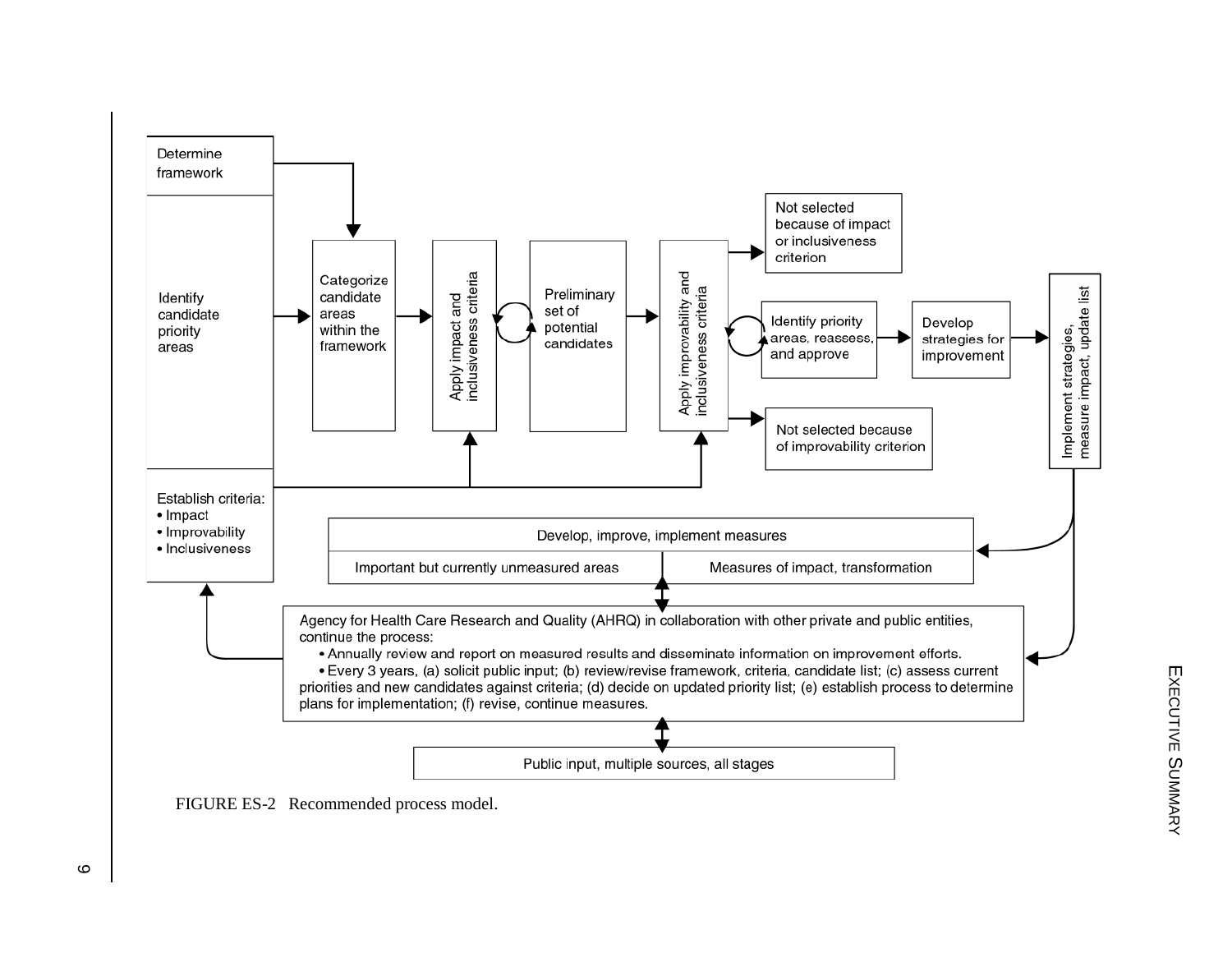Determine framework

Identify candidate priority areas

Establish criteria:
- Impact
- Improvability
- Inclusiveness

Categorize candidate areas within the framework

Apply impact and inclusiveness criteria

Preliminary set of potential candidates

Apply improvability and inclusiveness criteria

Not selected because of impact or inclusiveness criterion

Identify priority areas, reassess, and approve

Not selected because of improvability criterion

Develop strategies for improvement

Implement strategies, measure impact, update list

Develop, improve, implement measures

Important but currently unmeasured areas | Measures of impact, transformation

Agency for Health Care Research and Quality (AHRQ) in collaboration with other private and public entities, continue the process:
- Annually review and report on measured results and disseminate information on improvement efforts.
- Every 3 years, (a) solicit public input; (b) review/revise framework, criteria, candidate list; (c) assess current priorities and new candidates against criteria; (d) decide on updated priority list; (e) establish process to determine plans for implementation; (f) revise, continue measures.

Public input, multiple sources, all stages

FIGURE ES-2 Recommended process model.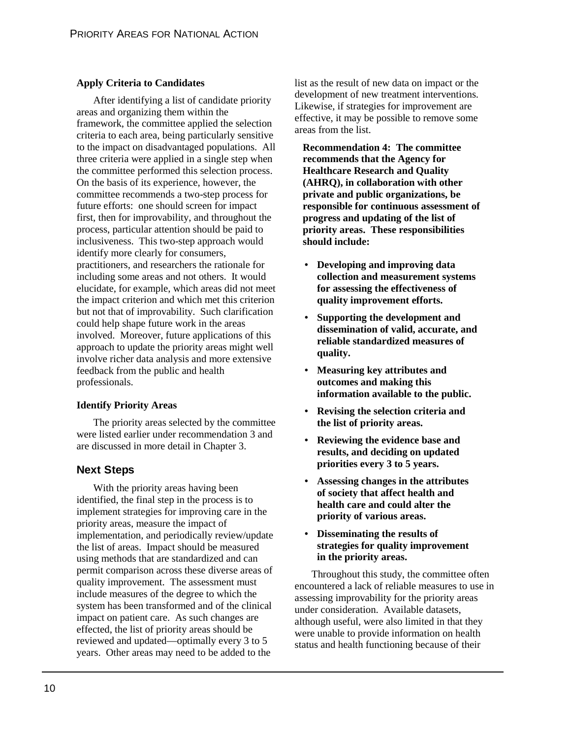### Apply Criteria to Candidates

After identifying a list of candidate priority areas and organizing them within the framework, the committee applied the selection criteria to each area, being particularly sensitive to the impact on disadvantaged populations. All three criteria were applied in a single step when the committee performed this selection process. On the basis of its experience, however, the committee recommends a two-step process for future efforts: one should screen for impact first, then for improvability, and throughout the process, particular attention should be paid to inclusiveness. This two-step approach would identify more clearly for consumers, practitioners, and researchers the rationale for including some areas and not others. It would elucidate, for example, which areas did not meet the impact criterion and which met this criterion but not that of improvability. Such clarification could help shape future work in the areas involved. Moreover, future applications of this approach to update the priority areas might well involve richer data analysis and more extensive feedback from the public and health professionals.

### Identify Priority Areas

The priority areas selected by the committee were listed earlier under recommendation 3 and are discussed in more detail in Chapter 3.

## Next Steps

With the priority areas having been identified, the final step in the process is to implement strategies for improving care in the priority areas, measure the impact of implementation, and periodically review/update the list of areas. Impact should be measured using methods that are standardized and can permit comparison across these diverse areas of quality improvement. The assessment must include measures of the degree to which the system has been transformed and of the clinical impact on patient care. As such changes are effected, the list of priority areas should be reviewed and updated—optimally every 3 to 5 years. Other areas may need to be added to the list as the result of new data on impact or the development of new treatment interventions. Likewise, if strategies for improvement are effective, it may be possible to remove some areas from the list.

**Recommendation 4: The committee recommends that the Agency for Healthcare Research and Quality (AHRQ), in collaboration with other private and public organizations, be responsible for continuous assessment of progress and updating of the list of priority areas. These responsibilities should include:**

- **Developing and improving data collection and measurement systems for assessing the effectiveness of quality improvement efforts.**
- **Supporting the development and dissemination of valid, accurate, and reliable standardized measures of quality.**
- **Measuring key attributes and outcomes and making this information available to the public.**
- **Revising the selection criteria and the list of priority areas.**
- **Reviewing the evidence base and results, and deciding on updated priorities every 3 to 5 years.**
- **Assessing changes in the attributes of society that affect health and health care and could alter the priority of various areas.**
- **Disseminating the results of strategies for quality improvement in the priority areas.**

Throughout this study, the committee often encountered a lack of reliable measures to use in assessing improvability for the priority areas under consideration. Available datasets, although useful, were also limited in that they were unable to provide information on health status and health functioning because of their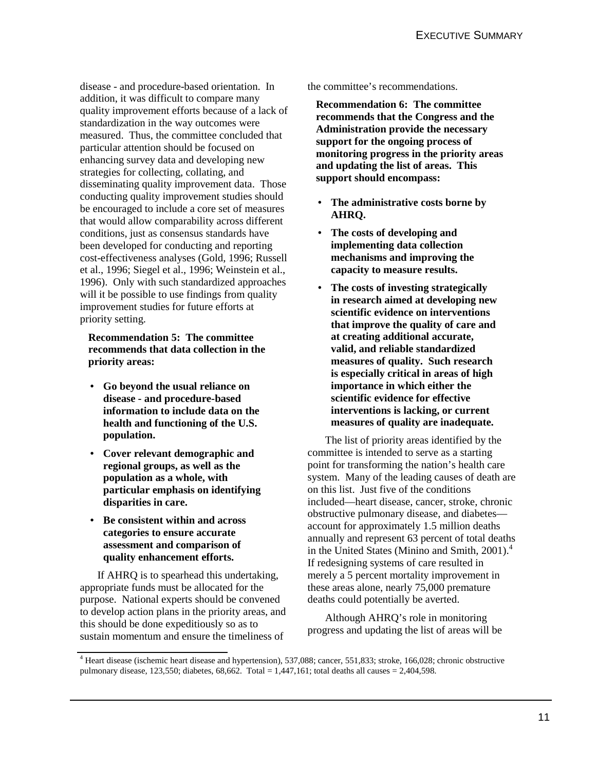disease - and procedure-based orientation. In addition, it was difficult to compare many quality improvement efforts because of a lack of standardization in the way outcomes were measured. Thus, the committee concluded that particular attention should be focused on enhancing survey data and developing new strategies for collecting, collating, and disseminating quality improvement data. Those conducting quality improvement studies should be encouraged to include a core set of measures that would allow comparability across different conditions, just as consensus standards have been developed for conducting and reporting cost-effectiveness analyses (Gold, 1996; Russell et al., 1996; Siegel et al., 1996; Weinstein et al., 1996). Only with such standardized approaches will it be possible to use findings from quality improvement studies for future efforts at priority setting.

**Recommendation 5: The committee recommends that data collection in the priority areas:**

- **Go beyond the usual reliance on disease - and procedure-based information to include data on the health and functioning of the U.S. population.**
- **Cover relevant demographic and regional groups, as well as the population as a whole, with particular emphasis on identifying disparities in care.**
- **Be consistent within and across categories to ensure accurate assessment and comparison of quality enhancement efforts.**

If AHRQ is to spearhead this undertaking, appropriate funds must be allocated for the purpose. National experts should be convened to develop action plans in the priority areas, and this should be done expeditiously so as to sustain momentum and ensure the timeliness of the committee's recommendations.

**Recommendation 6: The committee recommends that the Congress and the Administration provide the necessary support for the ongoing process of monitoring progress in the priority areas and updating the list of areas. This support should encompass:**

- **The administrative costs borne by AHRQ.**
- **The costs of developing and implementing data collection mechanisms and improving the capacity to measure results.**
- **The costs of investing strategically in research aimed at developing new scientific evidence on interventions that improve the quality of care and at creating additional accurate, valid, and reliable standardized measures of quality. Such research is especially critical in areas of high importance in which either the scientific evidence for effective interventions is lacking, or current measures of quality are inadequate.**

The list of priority areas identified by the committee is intended to serve as a starting point for transforming the nation's health care system. Many of the leading causes of death are on this list. Just five of the conditions included—heart disease, cancer, stroke, chronic obstructive pulmonary disease, and diabetes—account for approximately 1.5 million deaths annually and represent 63 percent of total deaths in the United States (Minino and Smith, 2001).[4] If redesigning systems of care resulted in merely a 5 percent mortality improvement in these areas alone, nearly 75,000 premature deaths could potentially be averted.

Although AHRQ's role in monitoring progress and updating the list of areas will be

[4] Heart disease (ischemic heart disease and hypertension), 537,088; cancer, 551,833; stroke, 166,028; chronic obstructive pulmonary disease, 123,550; diabetes, 68,662. Total = 1,447,161; total deaths all causes = 2,404,598.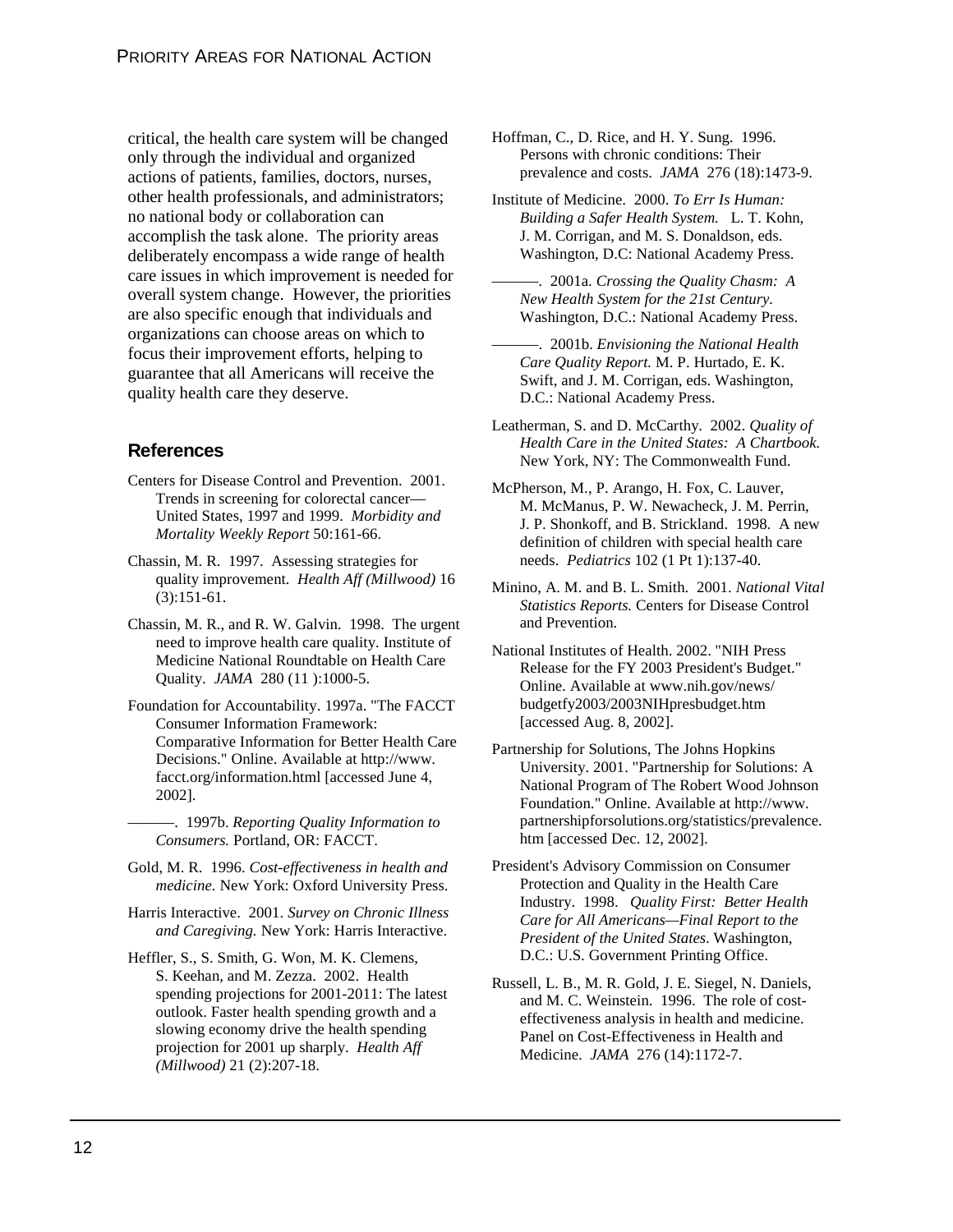critical, the health care system will be changed only through the individual and organized actions of patients, families, doctors, nurses, other health professionals, and administrators; no national body or collaboration can accomplish the task alone. The priority areas deliberately encompass a wide range of health care issues in which improvement is needed for overall system change. However, the priorities are also specific enough that individuals and organizations can choose areas on which to focus their improvement efforts, helping to guarantee that all Americans will receive the quality health care they deserve.

## References

Centers for Disease Control and Prevention. 2001. Trends in screening for colorectal cancer—United States, 1997 and 1999. *Morbidity and Mortality Weekly Report* 50:161-66.

Chassin, M. R. 1997. Assessing strategies for quality improvement. *Health Aff (Millwood)* 16 (3):151-61.

Chassin, M. R., and R. W. Galvin. 1998. The urgent need to improve health care quality. Institute of Medicine National Roundtable on Health Care Quality. *JAMA* 280 (11 ):1000-5.

Foundation for Accountability. 1997a. "The FACCT Consumer Information Framework: Comparative Information for Better Health Care Decisions." Online. Available at http://www.facct.org/information.html [accessed June 4, 2002].

———. 1997b. *Reporting Quality Information to Consumers.* Portland, OR: FACCT.

Gold, M. R. 1996. *Cost-effectiveness in health and medicine.* New York: Oxford University Press.

Harris Interactive. 2001. *Survey on Chronic Illness and Caregiving.* New York: Harris Interactive.

Heffler, S., S. Smith, G. Won, M. K. Clemens, S. Keehan, and M. Zezza. 2002. Health spending projections for 2001-2011: The latest outlook. Faster health spending growth and a slowing economy drive the health spending projection for 2001 up sharply. *Health Aff (Millwood)* 21 (2):207-18.

Hoffman, C., D. Rice, and H. Y. Sung. 1996. Persons with chronic conditions: Their prevalence and costs. *JAMA* 276 (18):1473-9.

Institute of Medicine. 2000. *To Err Is Human: Building a Safer Health System.* L. T. Kohn, J. M. Corrigan, and M. S. Donaldson, eds. Washington, D.C: National Academy Press.

———. 2001a. *Crossing the Quality Chasm: A New Health System for the 21st Century.* Washington, D.C.: National Academy Press.

———. 2001b. *Envisioning the National Health Care Quality Report.* M. P. Hurtado, E. K. Swift, and J. M. Corrigan, eds. Washington, D.C.: National Academy Press.

Leatherman, S. and D. McCarthy. 2002. *Quality of Health Care in the United States: A Chartbook.* New York, NY: The Commonwealth Fund.

McPherson, M., P. Arango, H. Fox, C. Lauver, M. McManus, P. W. Newacheck, J. M. Perrin, J. P. Shonkoff, and B. Strickland. 1998. A new definition of children with special health care needs. *Pediatrics* 102 (1 Pt 1):137-40.

Minino, A. M. and B. L. Smith. 2001. *National Vital Statistics Reports.* Centers for Disease Control and Prevention.

National Institutes of Health. 2002. "NIH Press Release for the FY 2003 President's Budget." Online. Available at www.nih.gov/news/budgetfy2003/2003NIHpresbudget.htm [accessed Aug. 8, 2002].

Partnership for Solutions, The Johns Hopkins University. 2001. "Partnership for Solutions: A National Program of The Robert Wood Johnson Foundation." Online. Available at http://www.partnershipforsolutions.org/statistics/prevalence.htm [accessed Dec. 12, 2002].

President's Advisory Commission on Consumer Protection and Quality in the Health Care Industry. 1998. *Quality First: Better Health Care for All Americans—Final Report to the President of the United States.* Washington, D.C.: U.S. Government Printing Office.

Russell, L. B., M. R. Gold, J. E. Siegel, N. Daniels, and M. C. Weinstein. 1996. The role of cost-effectiveness analysis in health and medicine. Panel on Cost-Effectiveness in Health and Medicine. *JAMA* 276 (14):1172-7.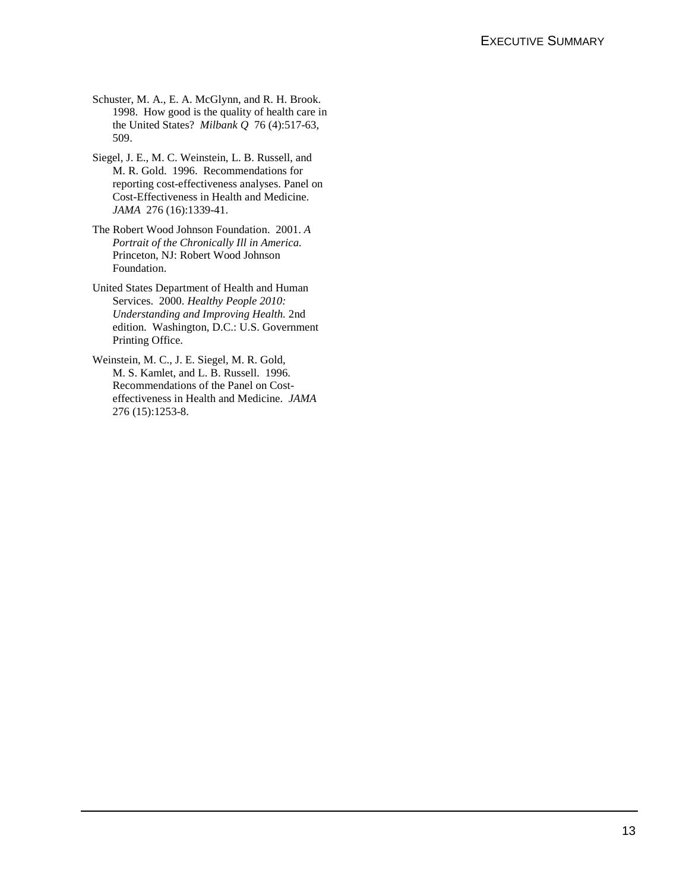Schuster, M. A., E. A. McGlynn, and R. H. Brook. 1998. How good is the quality of health care in the United States? *Milbank Q* 76 (4):517-63, 509.

Siegel, J. E., M. C. Weinstein, L. B. Russell, and M. R. Gold. 1996. Recommendations for reporting cost-effectiveness analyses. Panel on Cost-Effectiveness in Health and Medicine. *JAMA* 276 (16):1339-41.

The Robert Wood Johnson Foundation. 2001. *A Portrait of the Chronically Ill in America.* Princeton, NJ: Robert Wood Johnson Foundation.

United States Department of Health and Human Services. 2000. *Healthy People 2010: Understanding and Improving Health.* 2nd edition. Washington, D.C.: U.S. Government Printing Office.

Weinstein, M. C., J. E. Siegel, M. R. Gold, M. S. Kamlet, and L. B. Russell. 1996. Recommendations of the Panel on Cost-effectiveness in Health and Medicine. *JAMA* 276 (15):1253-8.